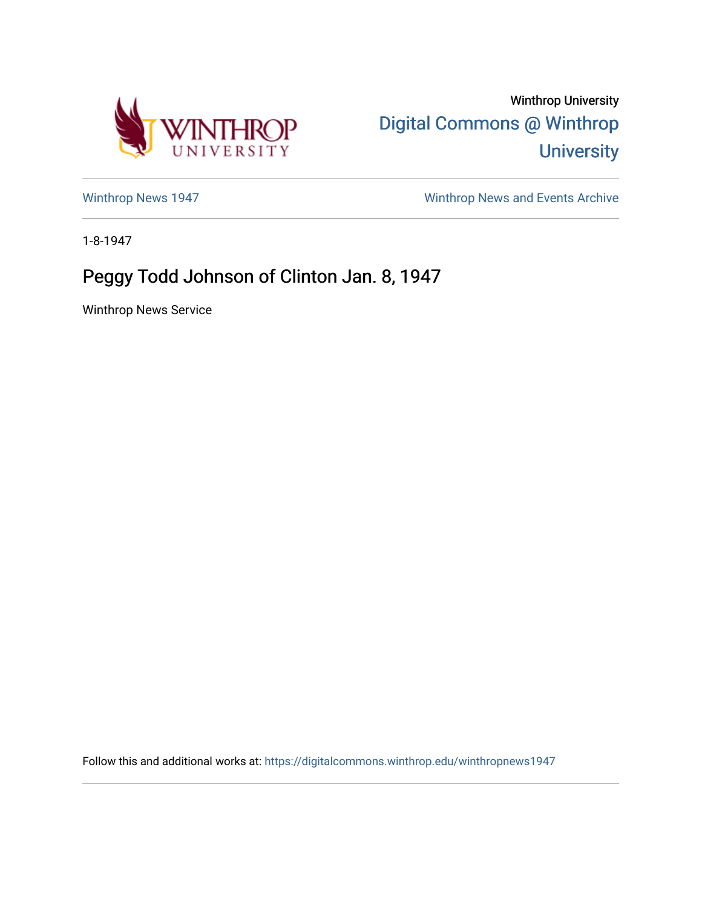Winthrop University

Digital Commons @ Winthrop University

Winthrop News 1947

Winthrop News and Events Archive

1-8-1947

# Peggy Todd Johnson of Clinton Jan. 8, 1947

Winthrop News Service

Follow this and additional works at: https://digitalcommons.winthrop.edu/winthropnews1947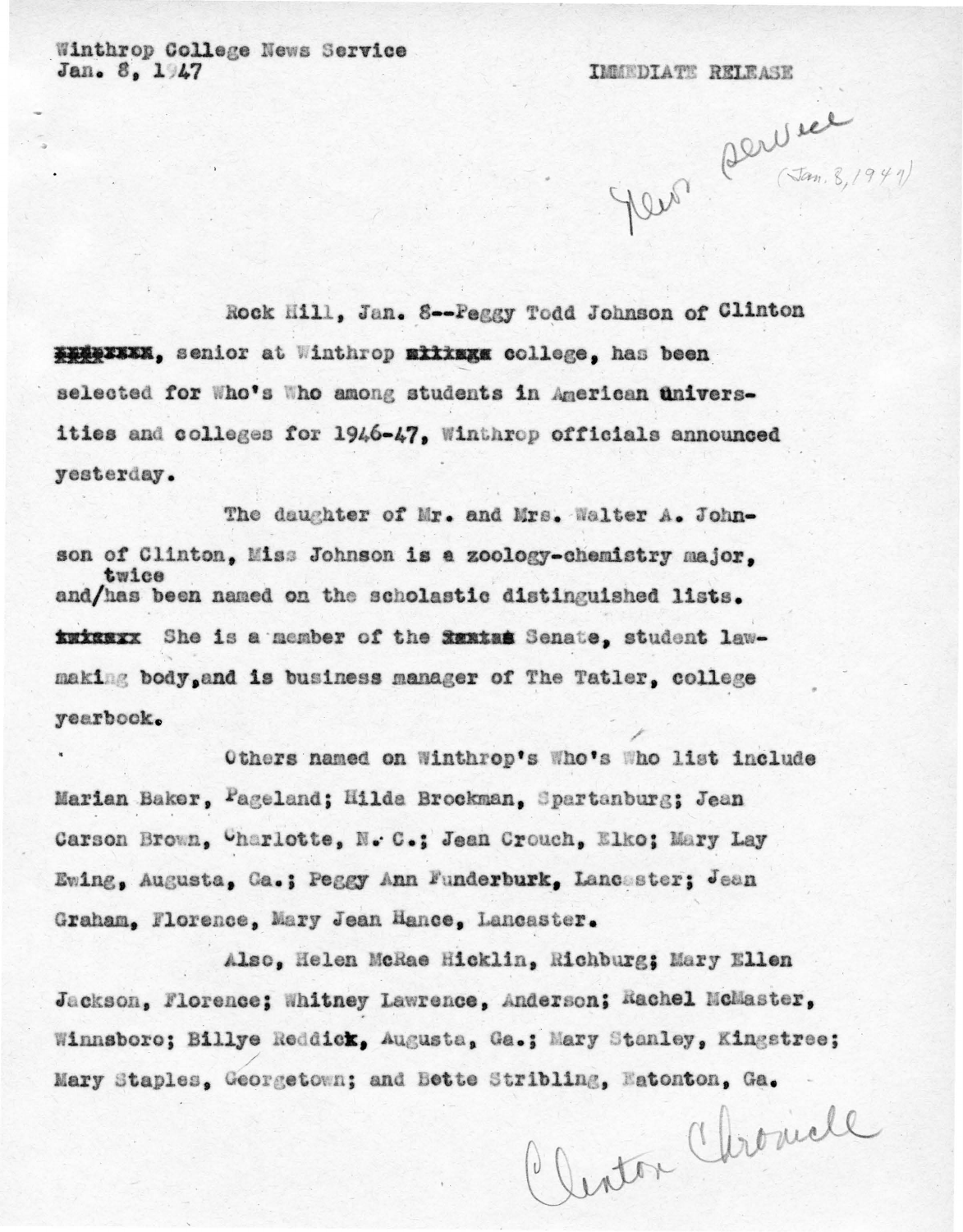Winthrop College News Service
Jan. 8, 1947

IMMEDIATE RELEASE

News service
(Jan. 8, 1947)

Rock Hill, Jan. 8--Peggy Todd Johnson of Clinton, senior at Winthrop college, has been selected for Who's Who among students in American Universities and colleges for 1946-47, Winthrop officials announced yesterday.

The daughter of Mr. and Mrs. Walter A. Johnson of Clinton, Miss Johnson is a zoology-chemistry major, and twice has been named on the scholastic distinguished lists. She is a member of the Senate, student lawmaking body, and is business manager of The Tatler, college yearbook.

Others named on Winthrop's Who's Who list include Marian Baker, Pageland; Hilda Brockman, Spartanburg; Jean Carson Brown, Charlotte, N. C.; Jean Crouch, Elko; Mary Lay Ewing, Augusta, Ga.; Peggy Ann Funderburk, Lancaster; Jean Graham, Florence, Mary Jean Hance, Lancaster.

Also, Helen McRae Hicklin, Richburg; Mary Ellen Jackson, Florence; Whitney Lawrence, Anderson; Rachel McMaster, Winnsboro; Billye Reddick, Augusta, Ga.; Mary Stanley, Kingstree; Mary Staples, Georgetown; and Bette Stribling, Eatonton, Ga.

Clinton Chronicle